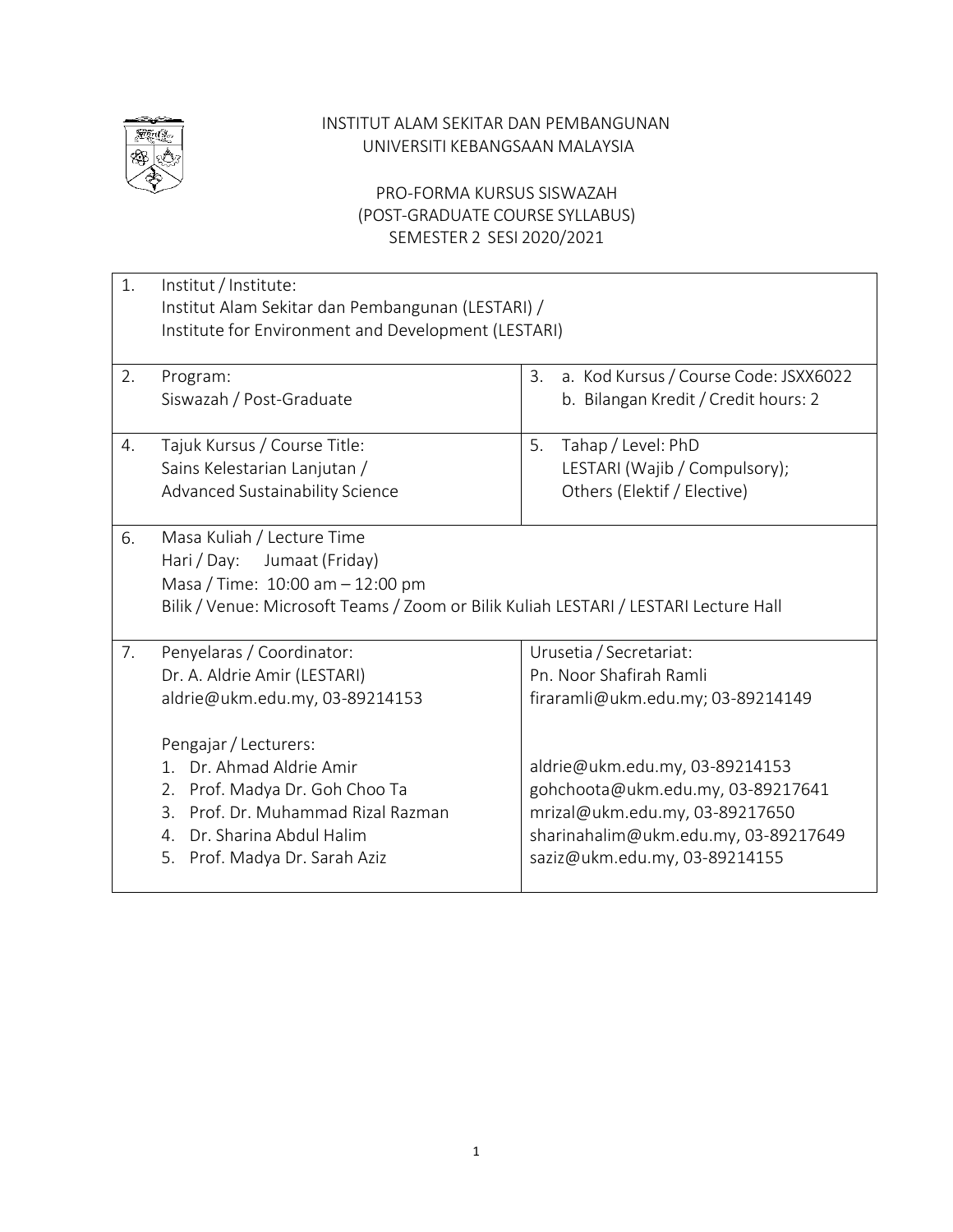INSTITUT ALAM SEKITAR DAN PEMBANGUNAN
UNIVERSITI KEBANGSAAN MALAYSIA

PRO-FORMA KURSUS SISWAZAH
(POST-GRADUATE COURSE SYLLABUS)
SEMESTER 2 SESI 2020/2021

| | | |
|---|---|---|
| 1. | Institut / Institute:<br>Institut Alam Sekitar dan Pembangunan (LESTARI) /<br>Institute for Environment and Development (LESTARI) | |
| 2. | Program:<br>Siswazah / Post-Graduate | 3. a. Kod Kursus / Course Code: JSXX6022<br>b. Bilangan Kredit / Credit hours: 2 |
| 4. | Tajuk Kursus / Course Title:<br>Sains Kelestarian Lanjutan /<br>Advanced Sustainability Science | 5. Tahap / Level: PhD<br>LESTARI (Wajib / Compulsory);<br>Others (Elektif / Elective) |
| 6. | Masa Kuliah / Lecture Time<br>Hari / Day: Jumaat (Friday)<br>Masa / Time: 10:00 am – 12:00 pm<br>Bilik / Venue: Microsoft Teams / Zoom or Bilik Kuliah LESTARI / LESTARI Lecture Hall | |
| 7. | Penyelaras / Coordinator:<br>Dr. A. Aldrie Amir (LESTARI)<br>aldrie@ukm.edu.my, 03-89214153<br><br>Pengajar / Lecturers:<br>1. Dr. Ahmad Aldrie Amir<br>2. Prof. Madya Dr. Goh Choo Ta<br>3. Prof. Dr. Muhammad Rizal Razman<br>4. Dr. Sharina Abdul Halim<br>5. Prof. Madya Dr. Sarah Aziz | Urusetia / Secretariat:<br>Pn. Noor Shafirah Ramli<br>firaramli@ukm.edu.my; 03-89214149<br><br><br>aldrie@ukm.edu.my, 03-89214153<br>gohchoota@ukm.edu.my, 03-89217641<br>mrizal@ukm.edu.my, 03-89217650<br>sharinahalim@ukm.edu.my, 03-89217649<br>saziz@ukm.edu.my, 03-89214155 |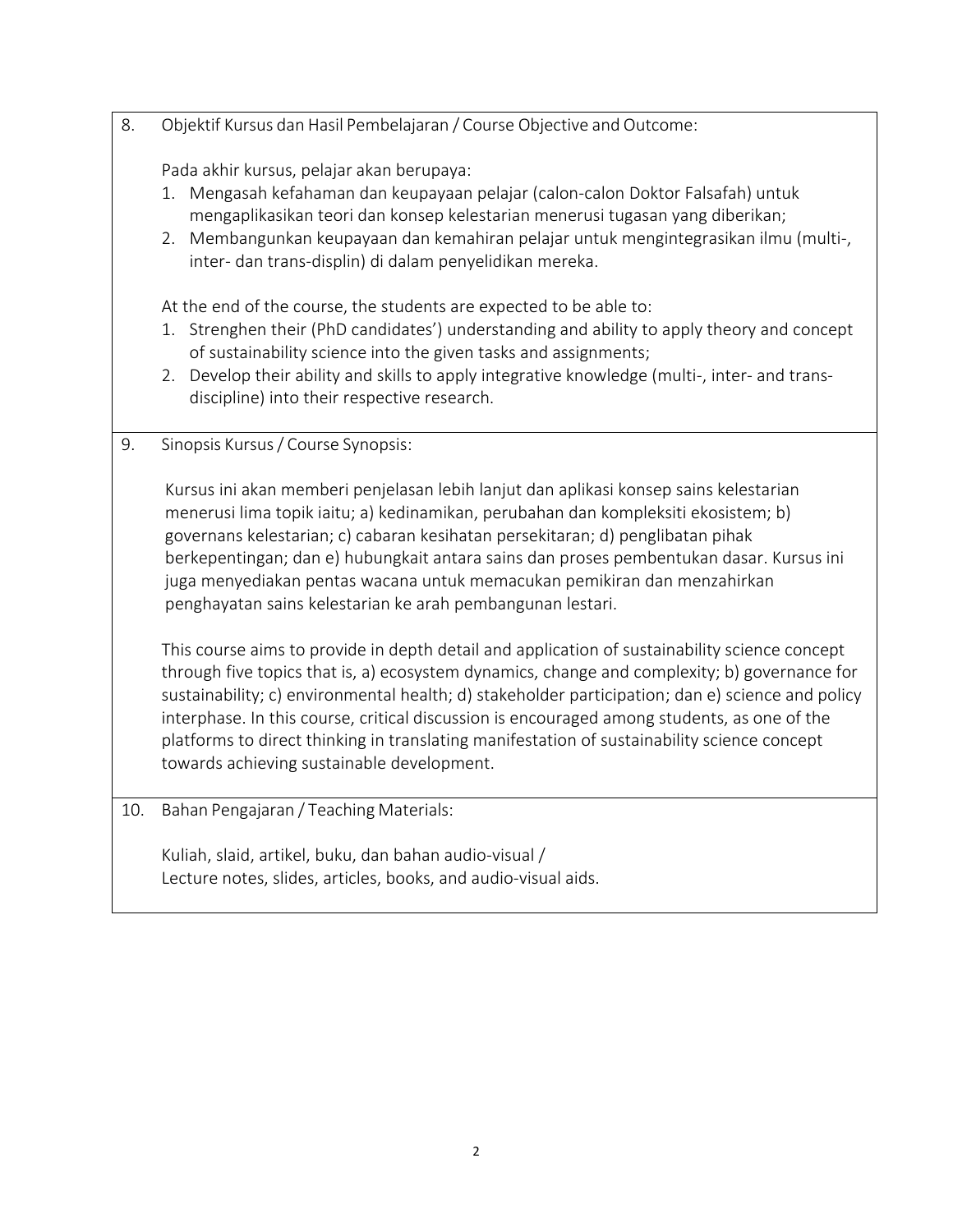8. Objektif Kursus dan Hasil Pembelajaran / Course Objective and Outcome:

Pada akhir kursus, pelajar akan berupaya:

1. Mengasah kefahaman dan keupayaan pelajar (calon-calon Doktor Falsafah) untuk mengaplikasikan teori dan konsep kelestarian menerusi tugasan yang diberikan;
2. Membangunkan keupayaan dan kemahiran pelajar untuk mengintegrasikan ilmu (multi-, inter- dan trans-displin) di dalam penyelidikan mereka.

At the end of the course, the students are expected to be able to:

1. Strenghen their (PhD candidates') understanding and ability to apply theory and concept of sustainability science into the given tasks and assignments;
2. Develop their ability and skills to apply integrative knowledge (multi-, inter- and trans-discipline) into their respective research.

9. Sinopsis Kursus / Course Synopsis:

Kursus ini akan memberi penjelasan lebih lanjut dan aplikasi konsep sains kelestarian menerusi lima topik iaitu; a) kedinamikan, perubahan dan kompleksiti ekosistem; b) governans kelestarian; c) cabaran kesihatan persekitaran; d) penglibatan pihak berkepentingan; dan e) hubungkait antara sains dan proses pembentukan dasar. Kursus ini juga menyediakan pentas wacana untuk memacukan pemikiran dan menzahirkan penghayatan sains kelestarian ke arah pembangunan lestari.

This course aims to provide in depth detail and application of sustainability science concept through five topics that is, a) ecosystem dynamics, change and complexity; b) governance for sustainability; c) environmental health; d) stakeholder participation; dan e) science and policy interphase. In this course, critical discussion is encouraged among students, as one of the platforms to direct thinking in translating manifestation of sustainability science concept towards achieving sustainable development.

10. Bahan Pengajaran / Teaching Materials:

Kuliah, slaid, artikel, buku, dan bahan audio-visual /
Lecture notes, slides, articles, books, and audio-visual aids.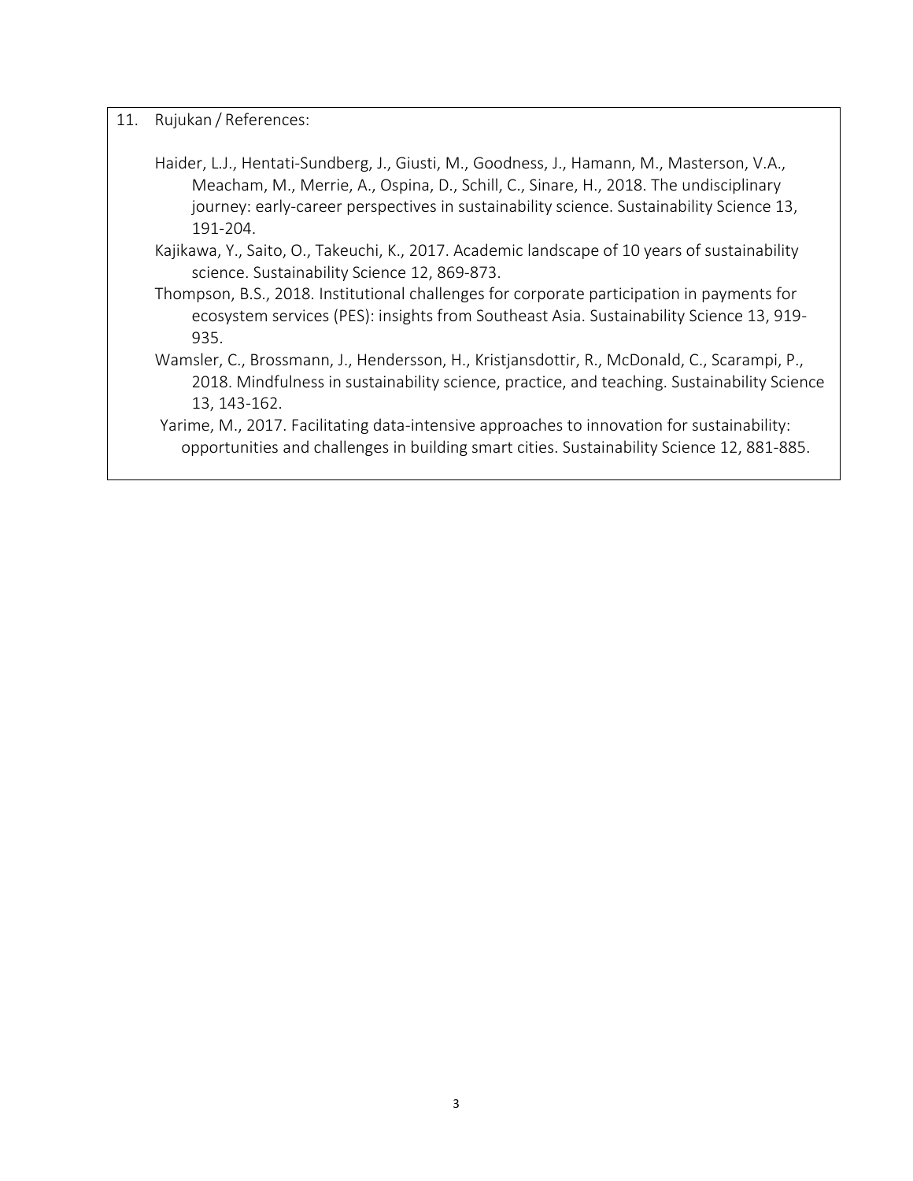11. Rujukan / References:

Haider, L.J., Hentati-Sundberg, J., Giusti, M., Goodness, J., Hamann, M., Masterson, V.A., Meacham, M., Merrie, A., Ospina, D., Schill, C., Sinare, H., 2018. The undisciplinary journey: early-career perspectives in sustainability science. Sustainability Science 13, 191-204.

Kajikawa, Y., Saito, O., Takeuchi, K., 2017. Academic landscape of 10 years of sustainability science. Sustainability Science 12, 869-873.

Thompson, B.S., 2018. Institutional challenges for corporate participation in payments for ecosystem services (PES): insights from Southeast Asia. Sustainability Science 13, 919-935.

Wamsler, C., Brossmann, J., Hendersson, H., Kristjansdottir, R., McDonald, C., Scarampi, P., 2018. Mindfulness in sustainability science, practice, and teaching. Sustainability Science 13, 143-162.

Yarime, M., 2017. Facilitating data-intensive approaches to innovation for sustainability: opportunities and challenges in building smart cities. Sustainability Science 12, 881-885.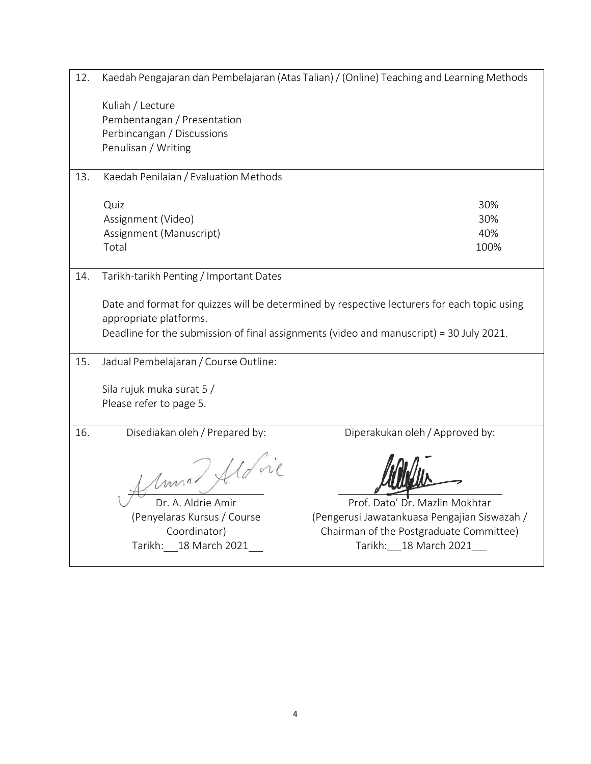12. Kaedah Pengajaran dan Pembelajaran (Atas Talian) / (Online) Teaching and Learning Methods

    Kuliah / Lecture
    Pembentangan / Presentation
    Perbincangan / Discussions
    Penulisan / Writing

13. Kaedah Penilaian / Evaluation Methods

| | |
|---|---|
| Quiz | 30% |
| Assignment (Video) | 30% |
| Assignment (Manuscript) | 40% |
| Total | 100% |

14. Tarikh-tarikh Penting / Important Dates

    Date and format for quizzes will be determined by respective lecturers for each topic using appropriate platforms.
    Deadline for the submission of final assignments (video and manuscript) = 30 July 2021.

15. Jadual Pembelajaran / Course Outline:

    Sila rujuk muka surat 5 /
    Please refer to page 5.

16. Disediakan oleh / Prepared by: | Diperakukan oleh / Approved by:

| Disediakan oleh / Prepared by: | Diperakukan oleh / Approved by: |
|---|---|
| Dr. A. Aldrie Amir | Prof. Dato' Dr. Mazlin Mokhtar |
| (Penyelaras Kursus / Course Coordinator) | (Pengerusi Jawatankuasa Pengajian Siswazah / Chairman of the Postgraduate Committee) |
| Tarikh: 18 March 2021 | Tarikh: 18 March 2021 |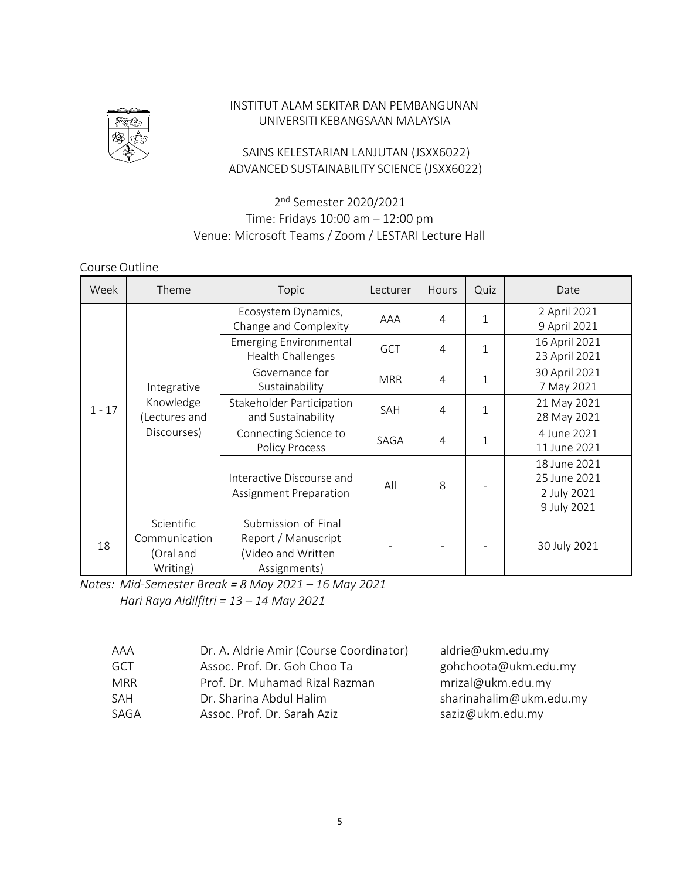INSTITUT ALAM SEKITAR DAN PEMBANGUNAN
UNIVERSITI KEBANGSAAN MALAYSIA

SAINS KELESTARIAN LANJUTAN (JSXX6022)
ADVANCED SUSTAINABILITY SCIENCE (JSXX6022)

2nd Semester 2020/2021
Time: Fridays 10:00 am – 12:00 pm
Venue: Microsoft Teams / Zoom / LESTARI Lecture Hall

Course Outline

| Week | Theme | Topic | Lecturer | Hours | Quiz | Date |
|---|---|---|---|---|---|---|
| 1 - 17 | Integrative Knowledge (Lectures and Discourses) | Ecosystem Dynamics, Change and Complexity | AAA | 4 | 1 | 2 April 2021<br>9 April 2021 |
| | | Emerging Environmental Health Challenges | GCT | 4 | 1 | 16 April 2021<br>23 April 2021 |
| | | Governance for Sustainability | MRR | 4 | 1 | 30 April 2021<br>7 May 2021 |
| | | Stakeholder Participation and Sustainability | SAH | 4 | 1 | 21 May 2021<br>28 May 2021 |
| | | Connecting Science to Policy Process | SAGA | 4 | 1 | 4 June 2021<br>11 June 2021 |
| | | Interactive Discourse and Assignment Preparation | All | 8 | - | 18 June 2021<br>25 June 2021<br>2 July 2021<br>9 July 2021 |
| 18 | Scientific Communication (Oral and Writing) | Submission of Final Report / Manuscript (Video and Written Assignments) | - | - | - | 30 July 2021 |

*Notes: Mid-Semester Break = 8 May 2021 – 16 May 2021*
*Hari Raya Aidilfitri = 13 – 14 May 2021*

| | | |
|---|---|---|
| AAA | Dr. A. Aldrie Amir (Course Coordinator) | aldrie@ukm.edu.my |
| GCT | Assoc. Prof. Dr. Goh Choo Ta | gohchoota@ukm.edu.my |
| MRR | Prof. Dr. Muhamad Rizal Razman | mrizal@ukm.edu.my |
| SAH | Dr. Sharina Abdul Halim | sharinahalim@ukm.edu.my |
| SAGA | Assoc. Prof. Dr. Sarah Aziz | saziz@ukm.edu.my |